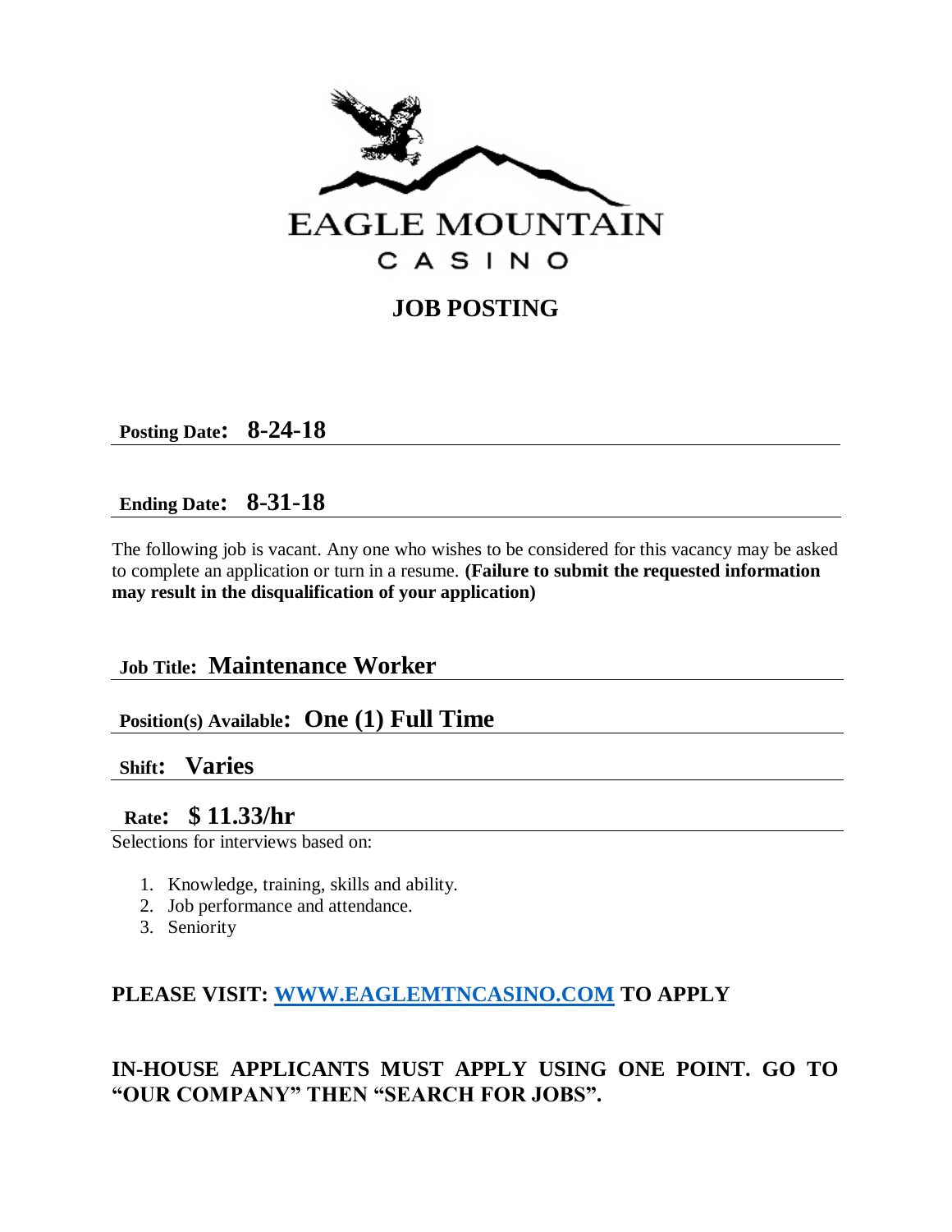# EAGLE MOUNTAIN

## CASINO

## JOB POSTING

**Posting Date: 8-24-18**

**Ending Date: 8-31-18**

The following job is vacant. Any one who wishes to be considered for this vacancy may be asked to complete an application or turn in a resume. **(Failure to submit the requested information may result in the disqualification of your application)**

**Job Title: Maintenance Worker**

**Position(s) Available: One (1) Full Time**

**Shift: Varies**

**Rate: $ 11.33/hr**

Selections for interviews based on:

1. Knowledge, training, skills and ability.
2. Job performance and attendance.
3. Seniority

**PLEASE VISIT: WWW.EAGLEMTNCASINO.COM TO APPLY**

**IN-HOUSE APPLICANTS MUST APPLY USING ONE POINT. GO TO "OUR COMPANY" THEN "SEARCH FOR JOBS".**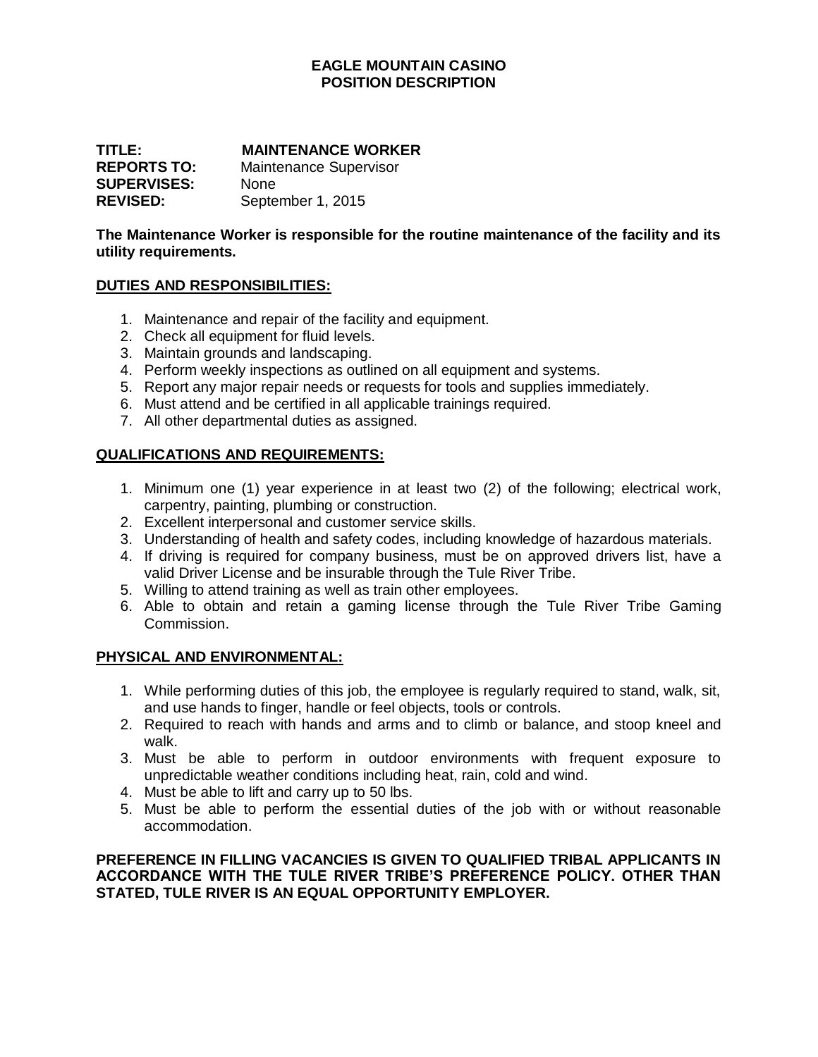**EAGLE MOUNTAIN CASINO**
**POSITION DESCRIPTION**

**TITLE:** **MAINTENANCE WORKER**
**REPORTS TO:** Maintenance Supervisor
**SUPERVISES:** None
**REVISED:** September 1, 2015

**The Maintenance Worker is responsible for the routine maintenance of the facility and its utility requirements.**

## DUTIES AND RESPONSIBILITIES:

1. Maintenance and repair of the facility and equipment.
2. Check all equipment for fluid levels.
3. Maintain grounds and landscaping.
4. Perform weekly inspections as outlined on all equipment and systems.
5. Report any major repair needs or requests for tools and supplies immediately.
6. Must attend and be certified in all applicable trainings required.
7. All other departmental duties as assigned.

## QUALIFICATIONS AND REQUIREMENTS:

1. Minimum one (1) year experience in at least two (2) of the following; electrical work, carpentry, painting, plumbing or construction.
2. Excellent interpersonal and customer service skills.
3. Understanding of health and safety codes, including knowledge of hazardous materials.
4. If driving is required for company business, must be on approved drivers list, have a valid Driver License and be insurable through the Tule River Tribe.
5. Willing to attend training as well as train other employees.
6. Able to obtain and retain a gaming license through the Tule River Tribe Gaming Commission.

## PHYSICAL AND ENVIRONMENTAL:

1. While performing duties of this job, the employee is regularly required to stand, walk, sit, and use hands to finger, handle or feel objects, tools or controls.
2. Required to reach with hands and arms and to climb or balance, and stoop kneel and walk.
3. Must be able to perform in outdoor environments with frequent exposure to unpredictable weather conditions including heat, rain, cold and wind.
4. Must be able to lift and carry up to 50 lbs.
5. Must be able to perform the essential duties of the job with or without reasonable accommodation.

**PREFERENCE IN FILLING VACANCIES IS GIVEN TO QUALIFIED TRIBAL APPLICANTS IN ACCORDANCE WITH THE TULE RIVER TRIBE'S PREFERENCE POLICY. OTHER THAN STATED, TULE RIVER IS AN EQUAL OPPORTUNITY EMPLOYER.**